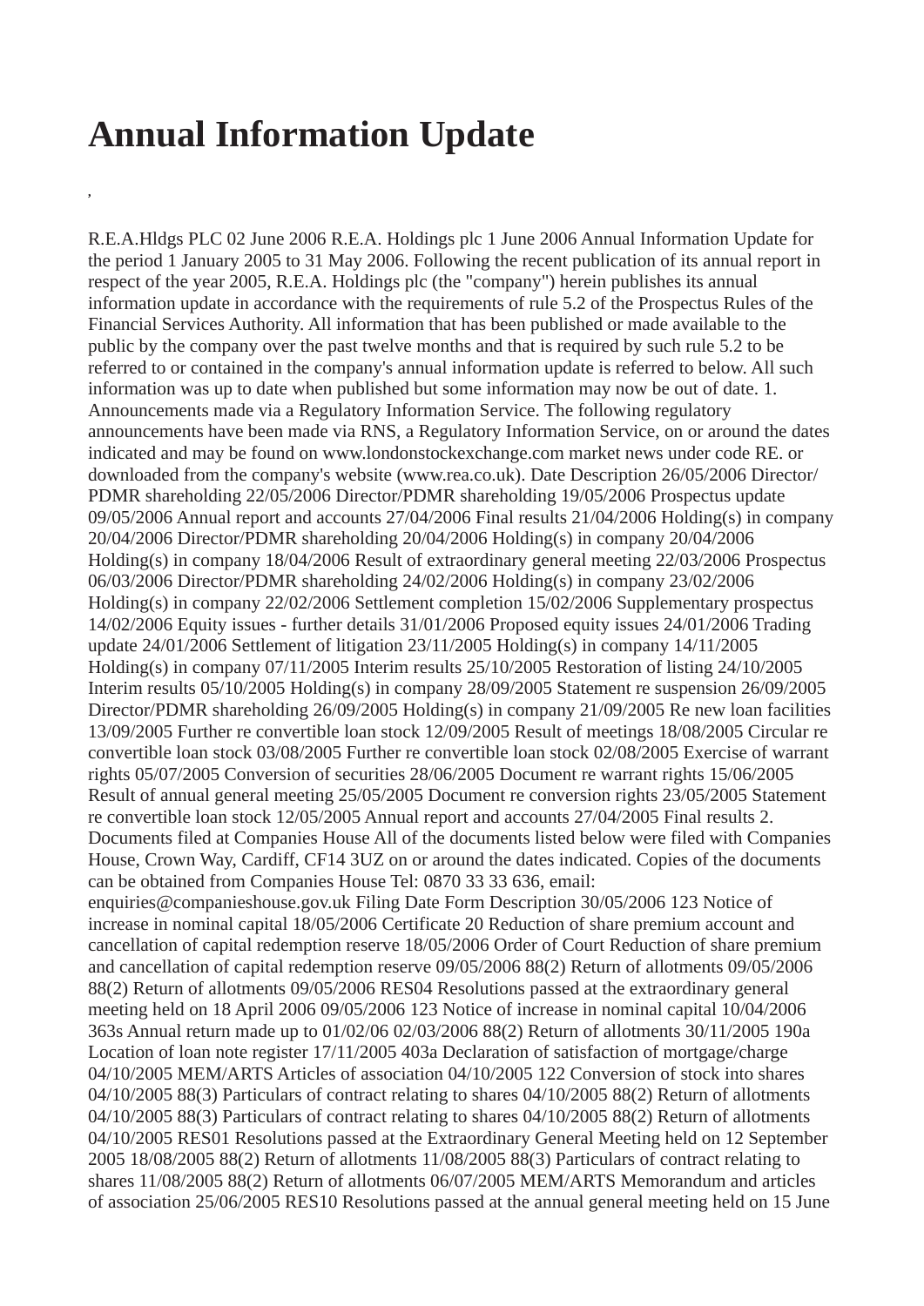# Annual Information Update

,

R.E.A.Hldgs PLC 02 June 2006 R.E.A. Holdings plc 1 June 2006 Annual Information Update for the period 1 January 2005 to 31 May 2006. Following the recent publication of its annual report in respect of the year 2005, R.E.A. Holdings plc (the "company") herein publishes its annual information update in accordance with the requirements of rule 5.2 of the Prospectus Rules of the Financial Services Authority. All information that has been published or made available to the public by the company over the past twelve months and that is required by such rule 5.2 to be referred to or contained in the company's annual information update is referred to below. All such information was up to date when published but some information may now be out of date. 1. Announcements made via a Regulatory Information Service. The following regulatory announcements have been made via RNS, a Regulatory Information Service, on or around the dates indicated and may be found on www.londonstockexchange.com market news under code RE. or downloaded from the company's website (www.rea.co.uk). Date Description 26/05/2006 Director/ PDMR shareholding 22/05/2006 Director/PDMR shareholding 19/05/2006 Prospectus update 09/05/2006 Annual report and accounts 27/04/2006 Final results 21/04/2006 Holding(s) in company 20/04/2006 Director/PDMR shareholding 20/04/2006 Holding(s) in company 20/04/2006 Holding(s) in company 18/04/2006 Result of extraordinary general meeting 22/03/2006 Prospectus 06/03/2006 Director/PDMR shareholding 24/02/2006 Holding(s) in company 23/02/2006 Holding(s) in company 22/02/2006 Settlement completion 15/02/2006 Supplementary prospectus 14/02/2006 Equity issues - further details 31/01/2006 Proposed equity issues 24/01/2006 Trading update 24/01/2006 Settlement of litigation 23/11/2005 Holding(s) in company 14/11/2005 Holding(s) in company 07/11/2005 Interim results 25/10/2005 Restoration of listing 24/10/2005 Interim results 05/10/2005 Holding(s) in company 28/09/2005 Statement re suspension 26/09/2005 Director/PDMR shareholding 26/09/2005 Holding(s) in company 21/09/2005 Re new loan facilities 13/09/2005 Further re convertible loan stock 12/09/2005 Result of meetings 18/08/2005 Circular re convertible loan stock 03/08/2005 Further re convertible loan stock 02/08/2005 Exercise of warrant rights 05/07/2005 Conversion of securities 28/06/2005 Document re warrant rights 15/06/2005 Result of annual general meeting 25/05/2005 Document re conversion rights 23/05/2005 Statement re convertible loan stock 12/05/2005 Annual report and accounts 27/04/2005 Final results 2. Documents filed at Companies House All of the documents listed below were filed with Companies House, Crown Way, Cardiff, CF14 3UZ on or around the dates indicated. Copies of the documents can be obtained from Companies House Tel: 0870 33 33 636, email: enquiries@companieshouse.gov.uk Filing Date Form Description 30/05/2006 123 Notice of increase in nominal capital 18/05/2006 Certificate 20 Reduction of share premium account and cancellation of capital redemption reserve 18/05/2006 Order of Court Reduction of share premium and cancellation of capital redemption reserve 09/05/2006 88(2) Return of allotments 09/05/2006 88(2) Return of allotments 09/05/2006 RES04 Resolutions passed at the extraordinary general meeting held on 18 April 2006 09/05/2006 123 Notice of increase in nominal capital 10/04/2006 363s Annual return made up to 01/02/06 02/03/2006 88(2) Return of allotments 30/11/2005 190a Location of loan note register 17/11/2005 403a Declaration of satisfaction of mortgage/charge 04/10/2005 MEM/ARTS Articles of association 04/10/2005 122 Conversion of stock into shares 04/10/2005 88(3) Particulars of contract relating to shares 04/10/2005 88(2) Return of allotments 04/10/2005 88(3) Particulars of contract relating to shares 04/10/2005 88(2) Return of allotments 04/10/2005 RES01 Resolutions passed at the Extraordinary General Meeting held on 12 September 2005 18/08/2005 88(2) Return of allotments 11/08/2005 88(3) Particulars of contract relating to shares 11/08/2005 88(2) Return of allotments 06/07/2005 MEM/ARTS Memorandum and articles of association 25/06/2005 RES10 Resolutions passed at the annual general meeting held on 15 June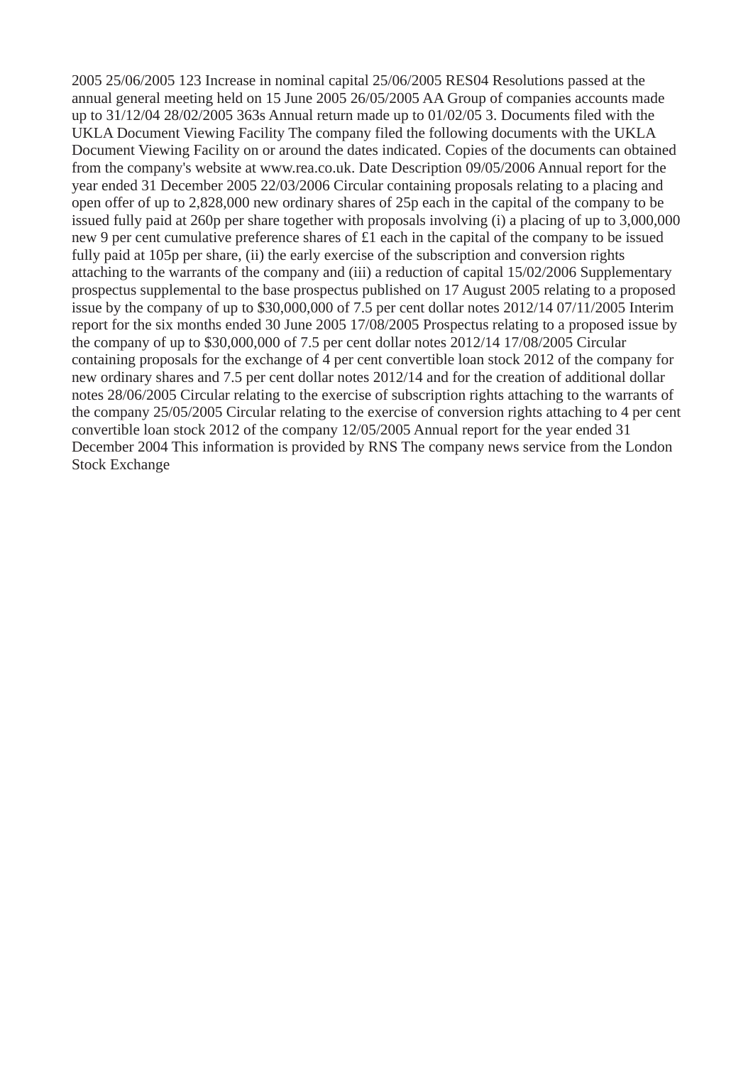2005 25/06/2005 123 Increase in nominal capital 25/06/2005 RES04 Resolutions passed at the annual general meeting held on 15 June 2005 26/05/2005 AA Group of companies accounts made up to 31/12/04 28/02/2005 363s Annual return made up to 01/02/05 3. Documents filed with the UKLA Document Viewing Facility The company filed the following documents with the UKLA Document Viewing Facility on or around the dates indicated. Copies of the documents can obtained from the company's website at www.rea.co.uk. Date Description 09/05/2006 Annual report for the year ended 31 December 2005 22/03/2006 Circular containing proposals relating to a placing and open offer of up to 2,828,000 new ordinary shares of 25p each in the capital of the company to be issued fully paid at 260p per share together with proposals involving (i) a placing of up to 3,000,000 new 9 per cent cumulative preference shares of £1 each in the capital of the company to be issued fully paid at 105p per share, (ii) the early exercise of the subscription and conversion rights attaching to the warrants of the company and (iii) a reduction of capital 15/02/2006 Supplementary prospectus supplemental to the base prospectus published on 17 August 2005 relating to a proposed issue by the company of up to $30,000,000 of 7.5 per cent dollar notes 2012/14 07/11/2005 Interim report for the six months ended 30 June 2005 17/08/2005 Prospectus relating to a proposed issue by the company of up to $30,000,000 of 7.5 per cent dollar notes 2012/14 17/08/2005 Circular containing proposals for the exchange of 4 per cent convertible loan stock 2012 of the company for new ordinary shares and 7.5 per cent dollar notes 2012/14 and for the creation of additional dollar notes 28/06/2005 Circular relating to the exercise of subscription rights attaching to the warrants of the company 25/05/2005 Circular relating to the exercise of conversion rights attaching to 4 per cent convertible loan stock 2012 of the company 12/05/2005 Annual report for the year ended 31 December 2004 This information is provided by RNS The company news service from the London Stock Exchange